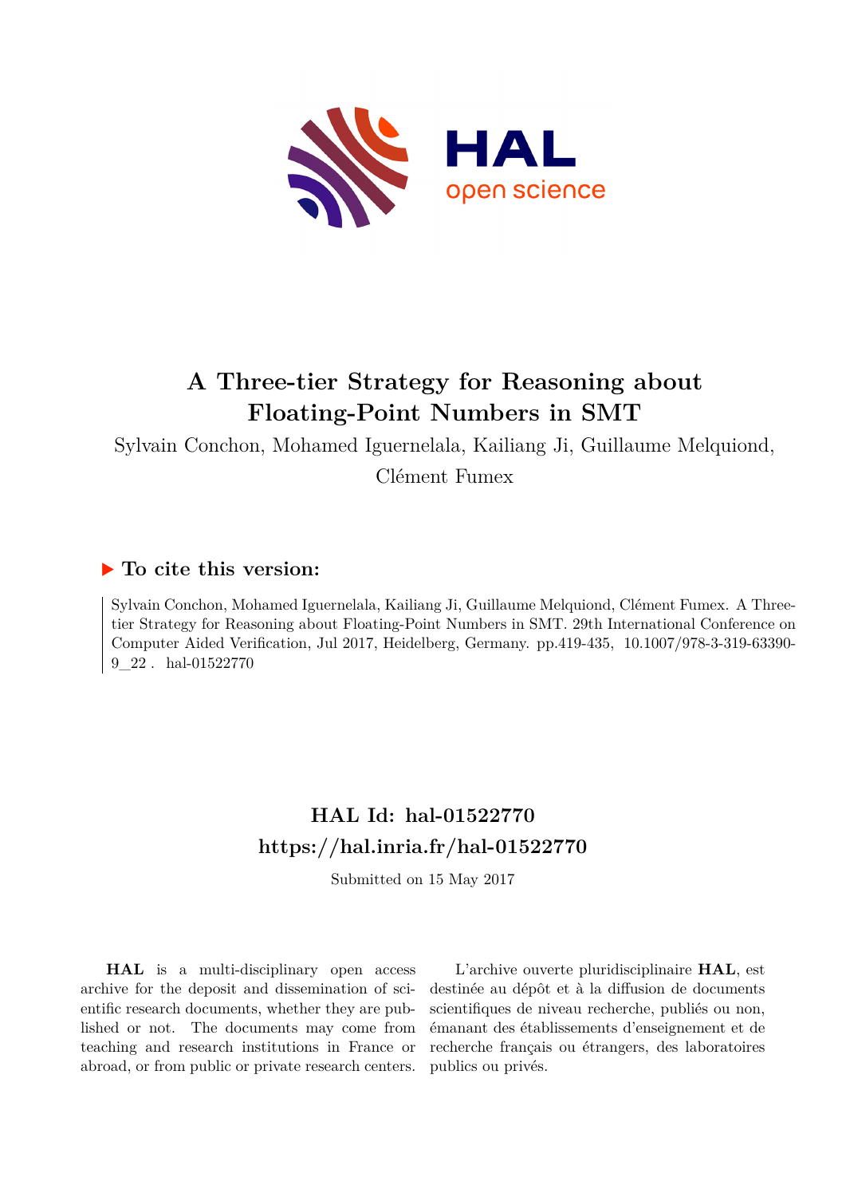# A Three-tier Strategy for Reasoning about Floating-Point Numbers in SMT

Sylvain Conchon, Mohamed Iguernelala, Kailiang Ji, Guillaume Melquiond, Clément Fumex

## ▶ To cite this version:

Sylvain Conchon, Mohamed Iguernelala, Kailiang Ji, Guillaume Melquiond, Clément Fumex. A Three-tier Strategy for Reasoning about Floating-Point Numbers in SMT. 29th International Conference on Computer Aided Verification, Jul 2017, Heidelberg, Germany. pp.419-435, 10.1007/978-3-319-63390-9_22 . hal-01522770

## HAL Id: hal-01522770
## https://hal.inria.fr/hal-01522770

Submitted on 15 May 2017

**HAL** is a multi-disciplinary open access archive for the deposit and dissemination of scientific research documents, whether they are published or not. The documents may come from teaching and research institutions in France or abroad, or from public or private research centers.

L'archive ouverte pluridisciplinaire **HAL**, est destinée au dépôt et à la diffusion de documents scientifiques de niveau recherche, publiés ou non, émanant des établissements d'enseignement et de recherche français ou étrangers, des laboratoires publics ou privés.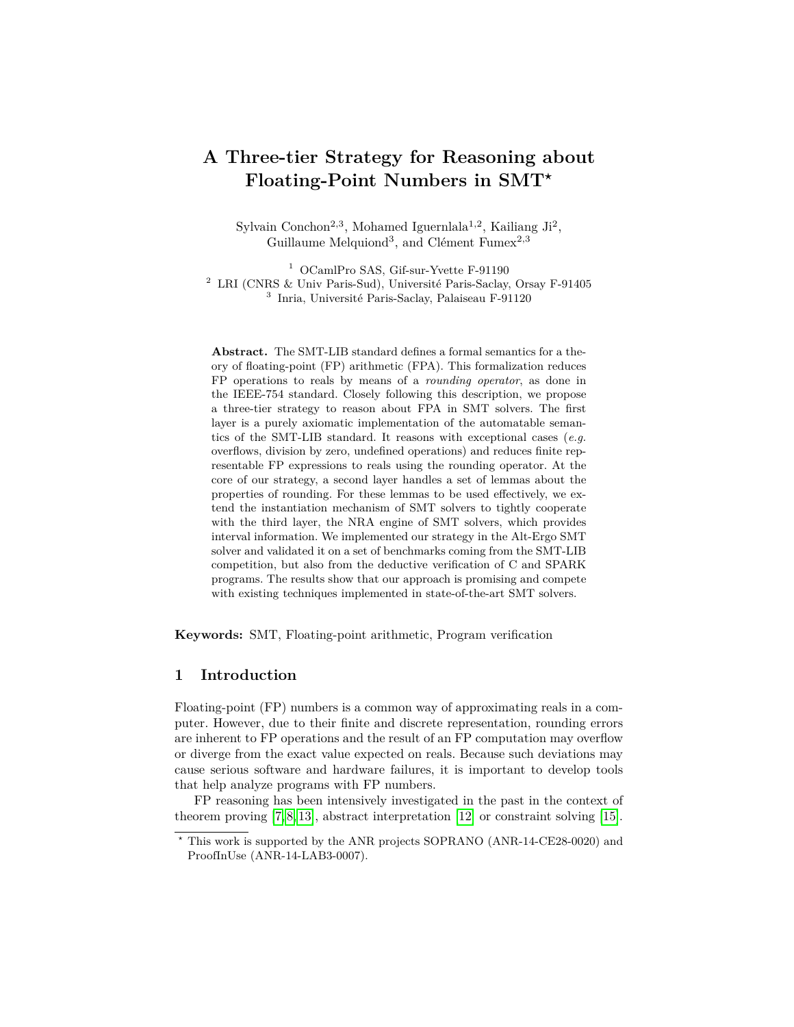# A Three-tier Strategy for Reasoning about Floating-Point Numbers in SMT*

Sylvain Conchon[2,3], Mohamed Iguernlala[1,2], Kailiang Ji[2], Guillaume Melquiond[3], and Clément Fumex[2,3]

[1] OCamlPro SAS, Gif-sur-Yvette F-91190
[2] LRI (CNRS & Univ Paris-Sud), Université Paris-Saclay, Orsay F-91405
[3] Inria, Université Paris-Saclay, Palaiseau F-91120

**Abstract.** The SMT-LIB standard defines a formal semantics for a theory of floating-point (FP) arithmetic (FPA). This formalization reduces FP operations to reals by means of a *rounding operator*, as done in the IEEE-754 standard. Closely following this description, we propose a three-tier strategy to reason about FPA in SMT solvers. The first layer is a purely axiomatic implementation of the automatable semantics of the SMT-LIB standard. It reasons with exceptional cases (*e.g.* overflows, division by zero, undefined operations) and reduces finite representable FP expressions to reals using the rounding operator. At the core of our strategy, a second layer handles a set of lemmas about the properties of rounding. For these lemmas to be used effectively, we extend the instantiation mechanism of SMT solvers to tightly cooperate with the third layer, the NRA engine of SMT solvers, which provides interval information. We implemented our strategy in the Alt-Ergo SMT solver and validated it on a set of benchmarks coming from the SMT-LIB competition, but also from the deductive verification of C and SPARK programs. The results show that our approach is promising and compete with existing techniques implemented in state-of-the-art SMT solvers.

**Keywords:** SMT, Floating-point arithmetic, Program verification

## 1 Introduction

Floating-point (FP) numbers is a common way of approximating reals in a computer. However, due to their finite and discrete representation, rounding errors are inherent to FP operations and the result of an FP computation may overflow or diverge from the exact value expected on reals. Because such deviations may cause serious software and hardware failures, it is important to develop tools that help analyze programs with FP numbers.

FP reasoning has been intensively investigated in the past in the context of theorem proving [7,8,13], abstract interpretation [12] or constraint solving [15].

* This work is supported by the ANR projects SOPRANO (ANR-14-CE28-0020) and ProofInUse (ANR-14-LAB3-0007).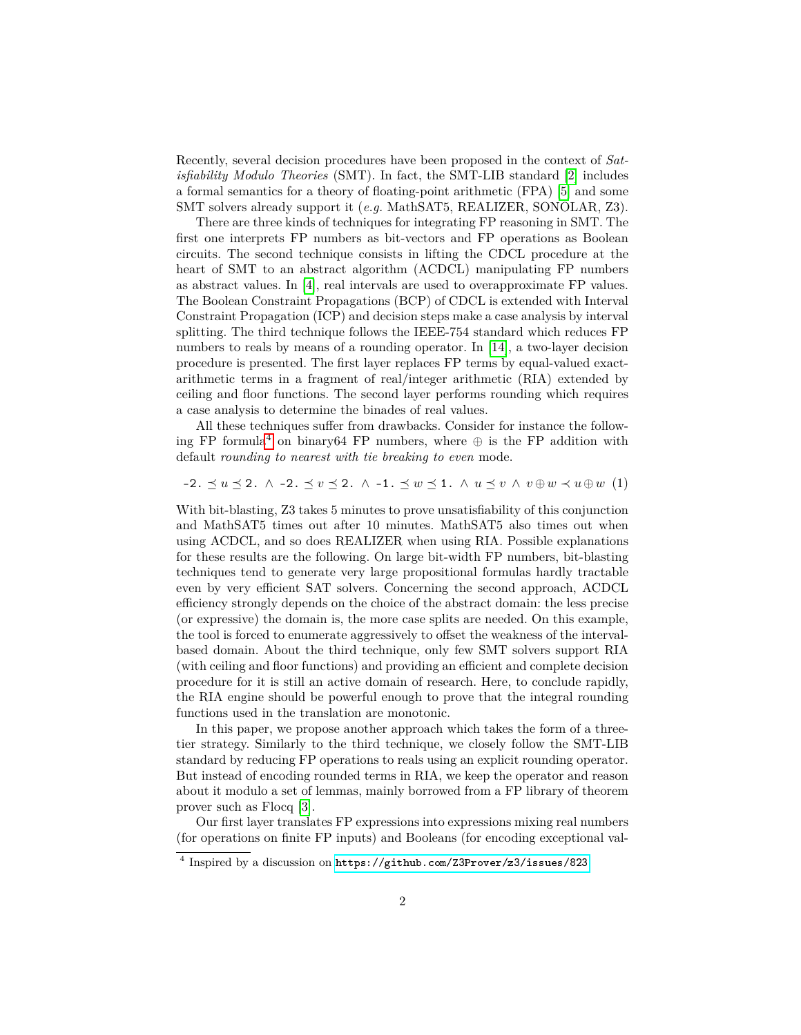Recently, several decision procedures have been proposed in the context of *Satisfiability Modulo Theories* (SMT). In fact, the SMT-LIB standard [2] includes a formal semantics for a theory of floating-point arithmetic (FPA) [5] and some SMT solvers already support it (*e.g.* MathSAT5, REALIZER, SONOLAR, Z3).

There are three kinds of techniques for integrating FP reasoning in SMT. The first one interprets FP numbers as bit-vectors and FP operations as Boolean circuits. The second technique consists in lifting the CDCL procedure at the heart of SMT to an abstract algorithm (ACDCL) manipulating FP numbers as abstract values. In [4], real intervals are used to overapproximate FP values. The Boolean Constraint Propagations (BCP) of CDCL is extended with Interval Constraint Propagation (ICP) and decision steps make a case analysis by interval splitting. The third technique follows the IEEE-754 standard which reduces FP numbers to reals by means of a rounding operator. In [14], a two-layer decision procedure is presented. The first layer replaces FP terms by equal-valued exact-arithmetic terms in a fragment of real/integer arithmetic (RIA) extended by ceiling and floor functions. The second layer performs rounding which requires a case analysis to determine the binades of real values.

All these techniques suffer from drawbacks. Consider for instance the following FP formula[4] on binary64 FP numbers, where $\oplus$ is the FP addition with default *rounding to nearest with tie breaking to even* mode.

$$\texttt{-2.} \preceq u \preceq \texttt{2.} \;\wedge\; \texttt{-2.} \preceq v \preceq \texttt{2.} \;\wedge\; \texttt{-1.} \preceq w \preceq \texttt{1.} \;\wedge\; u \preceq v \;\wedge\; v \oplus w \prec u \oplus w \quad (1)$$

With bit-blasting, Z3 takes 5 minutes to prove unsatisfiability of this conjunction and MathSAT5 times out after 10 minutes. MathSAT5 also times out when using ACDCL, and so does REALIZER when using RIA. Possible explanations for these results are the following. On large bit-width FP numbers, bit-blasting techniques tend to generate very large propositional formulas hardly tractable even by very efficient SAT solvers. Concerning the second approach, ACDCL efficiency strongly depends on the choice of the abstract domain: the less precise (or expressive) the domain is, the more case splits are needed. On this example, the tool is forced to enumerate aggressively to offset the weakness of the interval-based domain. About the third technique, only few SMT solvers support RIA (with ceiling and floor functions) and providing an efficient and complete decision procedure for it is still an active domain of research. Here, to conclude rapidly, the RIA engine should be powerful enough to prove that the integral rounding functions used in the translation are monotonic.

In this paper, we propose another approach which takes the form of a three-tier strategy. Similarly to the third technique, we closely follow the SMT-LIB standard by reducing FP operations to reals using an explicit rounding operator. But instead of encoding rounded terms in RIA, we keep the operator and reason about it modulo a set of lemmas, mainly borrowed from a FP library of theorem prover such as Flocq [3].

Our first layer translates FP expressions into expressions mixing real numbers (for operations on finite FP inputs) and Booleans (for encoding exceptional val-

[4] Inspired by a discussion on https://github.com/Z3Prover/z3/issues/823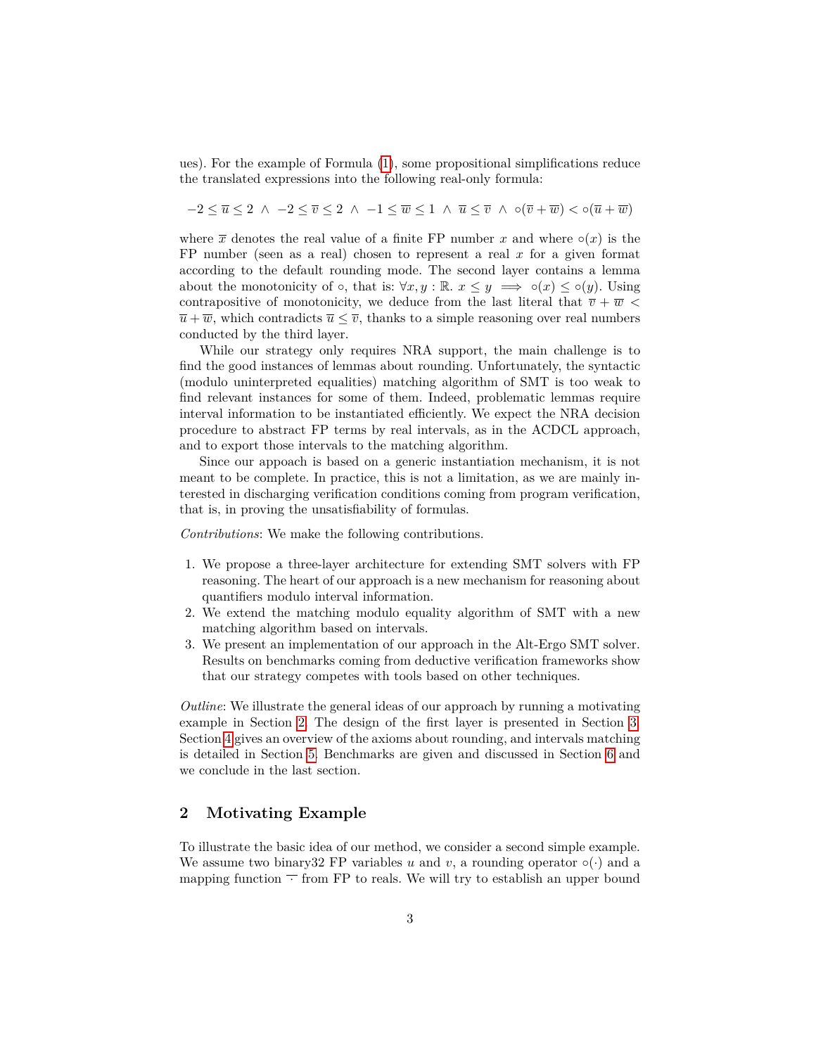ues). For the example of Formula (1), some propositional simplifications reduce the translated expressions into the following real-only formula:

$$-2 \leq \overline{u} \leq 2 \;\wedge\; -2 \leq \overline{v} \leq 2 \;\wedge\; -1 \leq \overline{w} \leq 1 \;\wedge\; \overline{u} \leq \overline{v} \;\wedge\; \circ(\overline{v}+\overline{w}) < \circ(\overline{u}+\overline{w})$$

where $\overline{x}$ denotes the real value of a finite FP number $x$ and where $\circ(x)$ is the FP number (seen as a real) chosen to represent a real $x$ for a given format according to the default rounding mode. The second layer contains a lemma about the monotonicity of $\circ$, that is: $\forall x, y : \mathbb{R}.\ x \leq y \implies \circ(x) \leq \circ(y)$. Using contrapositive of monotonicity, we deduce from the last literal that $\overline{v} + \overline{w} < \overline{u} + \overline{w}$, which contradicts $\overline{u} \leq \overline{v}$, thanks to a simple reasoning over real numbers conducted by the third layer.

While our strategy only requires NRA support, the main challenge is to find the good instances of lemmas about rounding. Unfortunately, the syntactic (modulo uninterpreted equalities) matching algorithm of SMT is too weak to find relevant instances for some of them. Indeed, problematic lemmas require interval information to be instantiated efficiently. We expect the NRA decision procedure to abstract FP terms by real intervals, as in the ACDCL approach, and to export those intervals to the matching algorithm.

Since our appoach is based on a generic instantiation mechanism, it is not meant to be complete. In practice, this is not a limitation, as we are mainly interested in discharging verification conditions coming from program verification, that is, in proving the unsatisfiability of formulas.

*Contributions*: We make the following contributions.

1. We propose a three-layer architecture for extending SMT solvers with FP reasoning. The heart of our approach is a new mechanism for reasoning about quantifiers modulo interval information.
2. We extend the matching modulo equality algorithm of SMT with a new matching algorithm based on intervals.
3. We present an implementation of our approach in the Alt-Ergo SMT solver. Results on benchmarks coming from deductive verification frameworks show that our strategy competes with tools based on other techniques.

*Outline*: We illustrate the general ideas of our approach by running a motivating example in Section 2. The design of the first layer is presented in Section 3. Section 4 gives an overview of the axioms about rounding, and intervals matching is detailed in Section 5. Benchmarks are given and discussed in Section 6 and we conclude in the last section.

## 2 Motivating Example

To illustrate the basic idea of our method, we consider a second simple example. We assume two binary32 FP variables $u$ and $v$, a rounding operator $\circ(\cdot)$ and a mapping function $\overline{\cdot}$ from FP to reals. We will try to establish an upper bound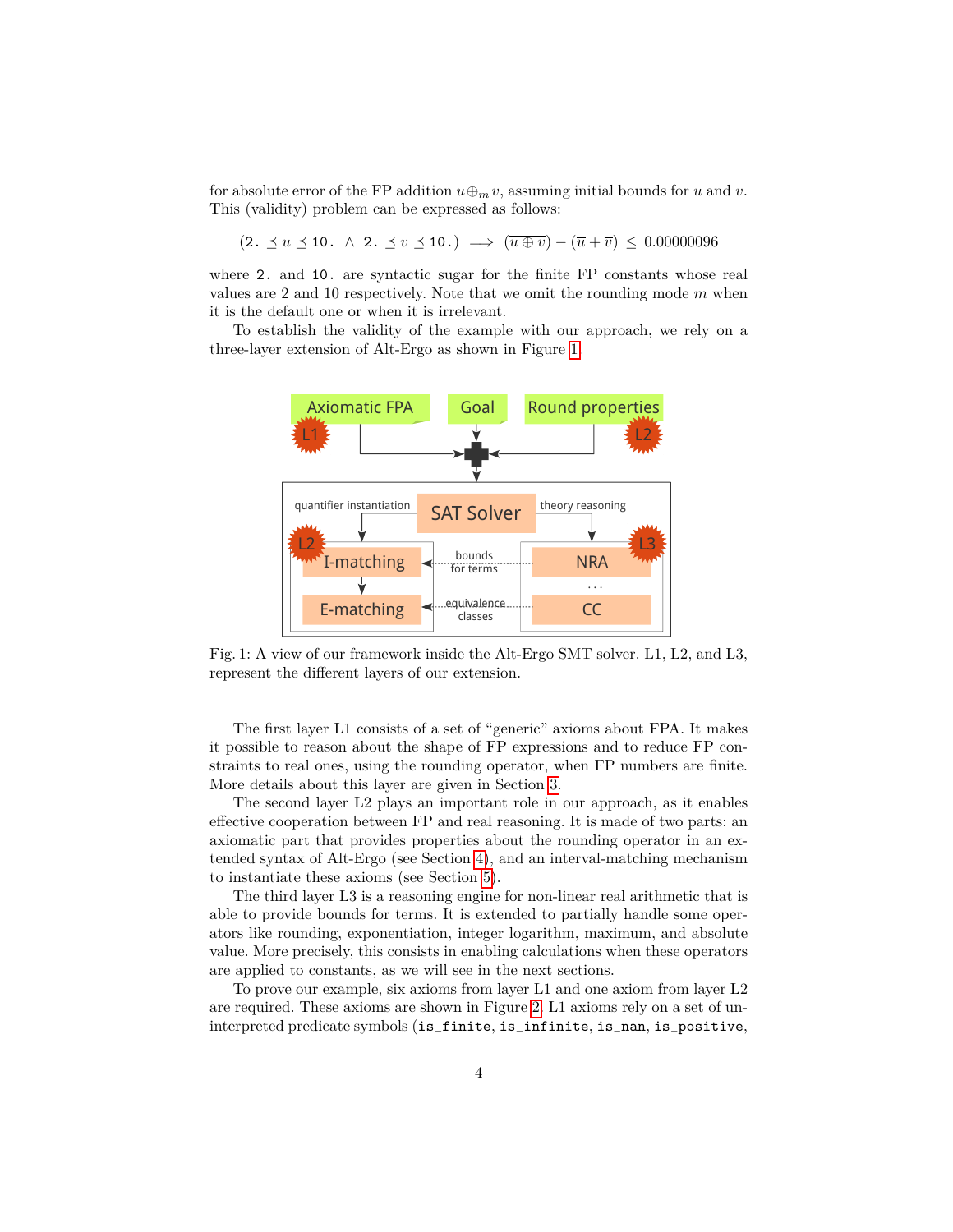for absolute error of the FP addition $u \oplus_m v$, assuming initial bounds for $u$ and $v$. This (validity) problem can be expressed as follows:

$$(\texttt{2.} \preceq u \preceq \texttt{10.} \;\wedge\; \texttt{2.} \preceq v \preceq \texttt{10.}) \implies (\overline{u \oplus v}) - (\overline{u} + \overline{v}) \;\leq\; 0.00000096$$

where `2.` and `10.` are syntactic sugar for the finite FP constants whose real values are 2 and 10 respectively. Note that we omit the rounding mode $m$ when it is the default one or when it is irrelevant.

To establish the validity of the example with our approach, we rely on a three-layer extension of Alt-Ergo as shown in Figure 1.

Fig. 1: A view of our framework inside the Alt-Ergo SMT solver. L1, L2, and L3, represent the different layers of our extension.

The first layer L1 consists of a set of "generic" axioms about FPA. It makes it possible to reason about the shape of FP expressions and to reduce FP constraints to real ones, using the rounding operator, when FP numbers are finite. More details about this layer are given in Section 3.

The second layer L2 plays an important role in our approach, as it enables effective cooperation between FP and real reasoning. It is made of two parts: an axiomatic part that provides properties about the rounding operator in an extended syntax of Alt-Ergo (see Section 4), and an interval-matching mechanism to instantiate these axioms (see Section 5).

The third layer L3 is a reasoning engine for non-linear real arithmetic that is able to provide bounds for terms. It is extended to partially handle some operators like rounding, exponentiation, integer logarithm, maximum, and absolute value. More precisely, this consists in enabling calculations when these operators are applied to constants, as we will see in the next sections.

To prove our example, six axioms from layer L1 and one axiom from layer L2 are required. These axioms are shown in Figure 2. L1 axioms rely on a set of uninterpreted predicate symbols (`is_finite`, `is_infinite`, `is_nan`, `is_positive`,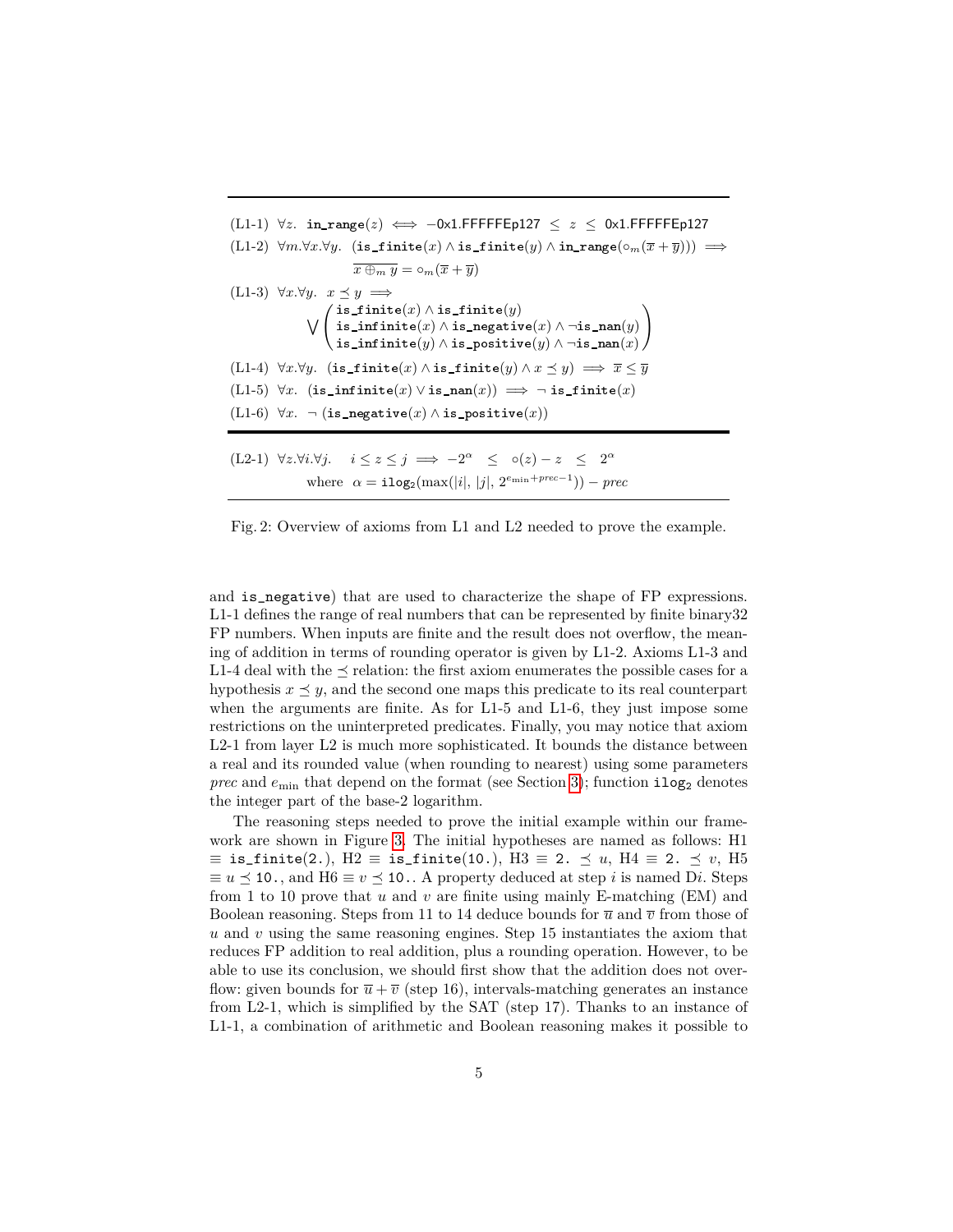(L1-1) $\forall z.\ \texttt{in\_range}(z) \iff -\text{0x1.FFFFFEp127} \ \leq\ z\ \leq\ \text{0x1.FFFFFEp127}$

(L1-2) $\forall m.\forall x.\forall y.\ \ (\texttt{is\_finite}(x) \wedge \texttt{is\_finite}(y) \wedge \texttt{in\_range}(\circ_m(\overline{x} + \overline{y}))) \implies \overline{x \oplus_m y} = \circ_m(\overline{x} + \overline{y})$

(L1-3) $\forall x.\forall y.\ \ x \preceq y \implies \bigvee \begin{pmatrix} \texttt{is\_finite}(x) \wedge \texttt{is\_finite}(y) \\ \texttt{is\_infinite}(x) \wedge \texttt{is\_negative}(x) \wedge \neg\texttt{is\_nan}(y) \\ \texttt{is\_infinite}(y) \wedge \texttt{is\_positive}(y) \wedge \neg\texttt{is\_nan}(x) \end{pmatrix}$

(L1-4) $\forall x.\forall y.\ \ (\texttt{is\_finite}(x) \wedge \texttt{is\_finite}(y) \wedge x \preceq y) \implies \overline{x} \leq \overline{y}$

(L1-5) $\forall x.\ \ (\texttt{is\_infinite}(x) \vee \texttt{is\_nan}(x)) \implies \neg\ \texttt{is\_finite}(x)$

(L1-6) $\forall x.\ \ \neg\ (\texttt{is\_negative}(x) \wedge \texttt{is\_positive}(x))$

(L2-1) $\forall z.\forall i.\forall j.\quad i \leq z \leq j \implies -2^{\alpha} \ \leq\ \circ(z) - z \ \leq\ 2^{\alpha}$
where $\alpha = \texttt{ilog}_2(\max(|i|,\ |j|,\ 2^{e_{\min}+prec-1})) - prec$

Fig. 2: Overview of axioms from L1 and L2 needed to prove the example.

and `is_negative`) that are used to characterize the shape of FP expressions. L1-1 defines the range of real numbers that can be represented by finite binary32 FP numbers. When inputs are finite and the result does not overflow, the meaning of addition in terms of rounding operator is given by L1-2. Axioms L1-3 and L1-4 deal with the $\preceq$ relation: the first axiom enumerates the possible cases for a hypothesis $x \preceq y$, and the second one maps this predicate to its real counterpart when the arguments are finite. As for L1-5 and L1-6, they just impose some restrictions on the uninterpreted predicates. Finally, you may notice that axiom L2-1 from layer L2 is much more sophisticated. It bounds the distance between a real and its rounded value (when rounding to nearest) using some parameters *prec* and $e_{\min}$ that depend on the format (see Section 3); function $\texttt{ilog}_2$ denotes the integer part of the base-2 logarithm.

The reasoning steps needed to prove the initial example within our framework are shown in Figure 3. The initial hypotheses are named as follows: H1 $\equiv$ `is_finite(2.)`, H2 $\equiv$ `is_finite(10.)`, H3 $\equiv$ `2.` $\preceq u$, H4 $\equiv$ `2.` $\preceq v$, H5 $\equiv u \preceq$ `10.`, and H6 $\equiv v \preceq$ `10.`. A property deduced at step $i$ is named D$i$. Steps from 1 to 10 prove that $u$ and $v$ are finite using mainly E-matching (EM) and Boolean reasoning. Steps from 11 to 14 deduce bounds for $\overline{u}$ and $\overline{v}$ from those of $u$ and $v$ using the same reasoning engines. Step 15 instantiates the axiom that reduces FP addition to real addition, plus a rounding operation. However, to be able to use its conclusion, we should first show that the addition does not overflow: given bounds for $\overline{u} + \overline{v}$ (step 16), intervals-matching generates an instance from L2-1, which is simplified by the SAT (step 17). Thanks to an instance of L1-1, a combination of arithmetic and Boolean reasoning makes it possible to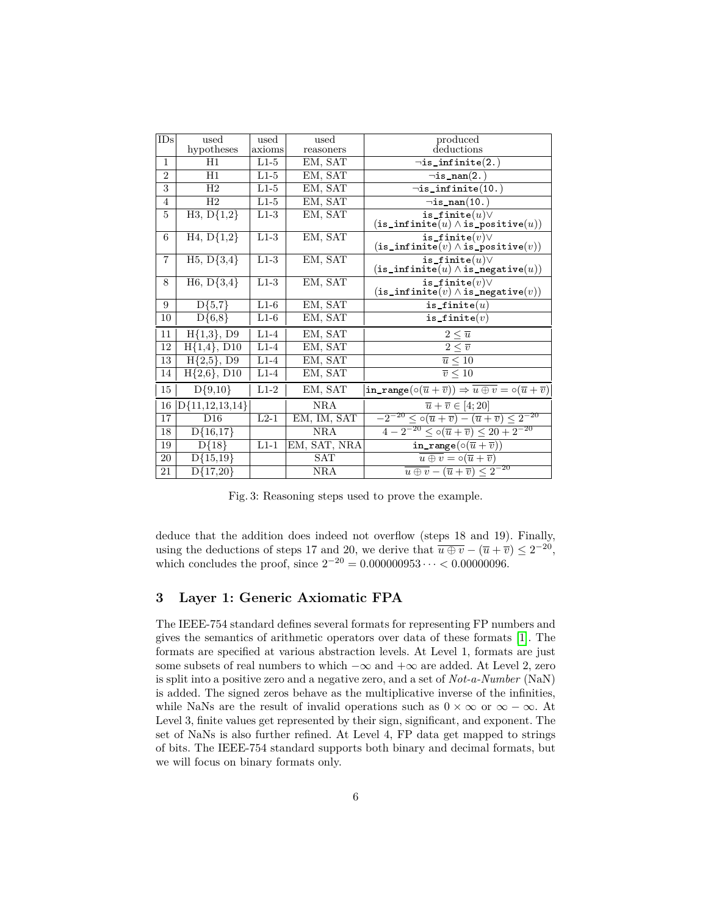| IDs | used hypotheses | used axioms | used reasoners | produced deductions |
|---|---|---|---|---|
| 1 | H1 | L1-5 | EM, SAT | $\neg$`is_infinite`(2.) |
| 2 | H1 | L1-5 | EM, SAT | $\neg$`is_nan`(2.) |
| 3 | H2 | L1-5 | EM, SAT | $\neg$`is_infinite`(10.) |
| 4 | H2 | L1-5 | EM, SAT | $\neg$`is_nan`(10.) |
| 5 | H3, D{1,2} | L1-3 | EM, SAT | `is_finite`$(u) \lor$ (`is_infinite`$(u) \land$ `is_positive`$(u)$) |
| 6 | H4, D{1,2} | L1-3 | EM, SAT | `is_finite`$(v) \lor$ (`is_infinite`$(v) \land$ `is_positive`$(v)$) |
| 7 | H5, D{3,4} | L1-3 | EM, SAT | `is_finite`$(u) \lor$ (`is_infinite`$(u) \land$ `is_negative`$(u)$) |
| 8 | H6, D{3,4} | L1-3 | EM, SAT | `is_finite`$(v) \lor$ (`is_infinite`$(v) \land$ `is_negative`$(v)$) |
| 9 | D{5,7} | L1-6 | EM, SAT | `is_finite`$(u)$ |
| 10 | D{6,8} | L1-6 | EM, SAT | `is_finite`$(v)$ |
| 11 | H{1,3}, D9 | L1-4 | EM, SAT | $2 \leq \overline{u}$ |
| 12 | H{1,4}, D10 | L1-4 | EM, SAT | $2 \leq \overline{v}$ |
| 13 | H{2,5}, D9 | L1-4 | EM, SAT | $\overline{u} \leq 10$ |
| 14 | H{2,6}, D10 | L1-4 | EM, SAT | $\overline{v} \leq 10$ |
| 15 | D{9,10} | L1-2 | EM, SAT | `in_range`$(\circ(\overline{u}+\overline{v})) \Rightarrow \overline{u \oplus v} = \circ(\overline{u}+\overline{v})$ |
| 16 | D{11,12,13,14} | | NRA | $\overline{u}+\overline{v} \in [4;20]$ |
| 17 | D16 | L2-1 | EM, IM, SAT | $-2^{-20} \leq \circ(\overline{u}+\overline{v}) - (\overline{u}+\overline{v}) \leq 2^{-20}$ |
| 18 | D{16,17} | | NRA | $4 - 2^{-20} \leq \circ(\overline{u}+\overline{v}) \leq 20 + 2^{-20}$ |
| 19 | D{18} | L1-1 | EM, SAT, NRA | `in_range`$(\circ(\overline{u}+\overline{v}))$ |
| 20 | D{15,19} | | SAT | $\overline{u \oplus v} = \circ(\overline{u}+\overline{v})$ |
| 21 | D{17,20} | | NRA | $\overline{u \oplus v} - (\overline{u}+\overline{v}) \leq 2^{-20}$ |

Fig. 3: Reasoning steps used to prove the example.

deduce that the addition does indeed not overflow (steps 18 and 19). Finally, using the deductions of steps 17 and 20, we derive that $\overline{u \oplus v} - (\overline{u}+\overline{v}) \leq 2^{-20}$, which concludes the proof, since $2^{-20} = 0.000000953\cdots < 0.00000096$.

## 3 Layer 1: Generic Axiomatic FPA

The IEEE-754 standard defines several formats for representing FP numbers and gives the semantics of arithmetic operators over data of these formats [1]. The formats are specified at various abstraction levels. At Level 1, formats are just some subsets of real numbers to which $-\infty$ and $+\infty$ are added. At Level 2, zero is split into a positive zero and a negative zero, and a set of *Not-a-Number* (NaN) is added. The signed zeros behave as the multiplicative inverse of the infinities, while NaNs are the result of invalid operations such as $0 \times \infty$ or $\infty - \infty$. At Level 3, finite values get represented by their sign, significant, and exponent. The set of NaNs is also further refined. At Level 4, FP data get mapped to strings of bits. The IEEE-754 standard supports both binary and decimal formats, but we will focus on binary formats only.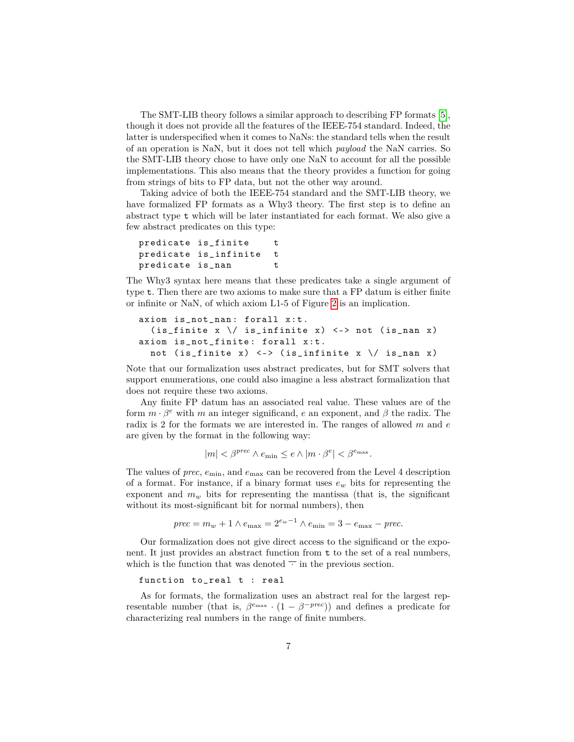The SMT-LIB theory follows a similar approach to describing FP formats [5], though it does not provide all the features of the IEEE-754 standard. Indeed, the latter is underspecified when it comes to NaNs: the standard tells when the result of an operation is NaN, but it does not tell which *payload* the NaN carries. So the SMT-LIB theory chose to have only one NaN to account for all the possible implementations. This also means that the theory provides a function for going from strings of bits to FP data, but not the other way around.

Taking advice of both the IEEE-754 standard and the SMT-LIB theory, we have formalized FP formats as a Why3 theory. The first step is to define an abstract type `t` which will be later instantiated for each format. We also give a few abstract predicates on this type:

```
predicate is_finite    t
predicate is_infinite  t
predicate is_nan       t
```

The Why3 syntax here means that these predicates take a single argument of type `t`. Then there are two axioms to make sure that a FP datum is either finite or infinite or NaN, of which axiom L1-5 of Figure 2 is an implication.

```
axiom is_not_nan: forall x:t.
  (is_finite x \/ is_infinite x) <-> not (is_nan x)
axiom is_not_finite: forall x:t.
  not (is_finite x) <-> (is_infinite x \/ is_nan x)
```

Note that our formalization uses abstract predicates, but for SMT solvers that support enumerations, one could also imagine a less abstract formalization that does not require these two axioms.

Any finite FP datum has an associated real value. These values are of the form $m \cdot \beta^e$ with $m$ an integer significand, $e$ an exponent, and $\beta$ the radix. The radix is 2 for the formats we are interested in. The ranges of allowed $m$ and $e$ are given by the format in the following way:

$$|m| < \beta^{prec} \wedge e_{\min} \leq e \wedge |m \cdot \beta^e| < \beta^{e_{\max}}.$$

The values of *prec*, $e_{\min}$, and $e_{\max}$ can be recovered from the Level 4 description of a format. For instance, if a binary format uses $e_w$ bits for representing the exponent and $m_w$ bits for representing the mantissa (that is, the significant without its most-significant bit for normal numbers), then

$$prec = m_w + 1 \wedge e_{\max} = 2^{e_w - 1} \wedge e_{\min} = 3 - e_{\max} - prec.$$

Our formalization does not give direct access to the significand or the exponent. It just provides an abstract function from `t` to the set of a real numbers, which is the function that was denoted $\overline{\cdot}$ in the previous section.

```
function to_real t : real
```

As for formats, the formalization uses an abstract real for the largest representable number (that is, $\beta^{e_{\max}} \cdot (1 - \beta^{-prec})$) and defines a predicate for characterizing real numbers in the range of finite numbers.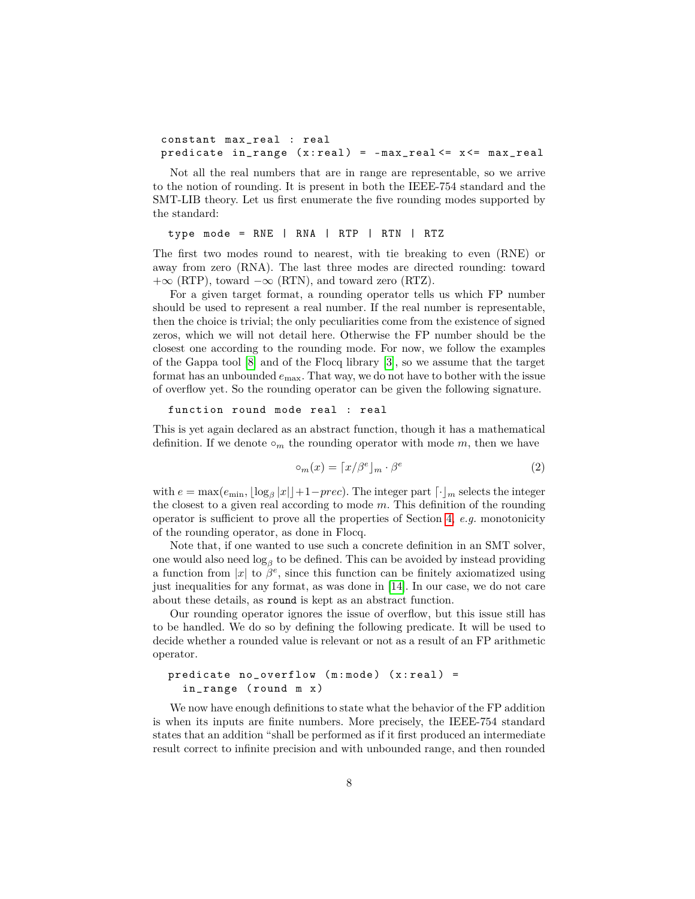```
constant max_real : real
predicate in_range (x:real) = -max_real <= x<= max_real
```

Not all the real numbers that are in range are representable, so we arrive to the notion of rounding. It is present in both the IEEE-754 standard and the SMT-LIB theory. Let us first enumerate the five rounding modes supported by the standard:

```
type mode = RNE | RNA | RTP | RTN | RTZ
```

The first two modes round to nearest, with tie breaking to even (RNE) or away from zero (RNA). The last three modes are directed rounding: toward $+\infty$ (RTP), toward $-\infty$ (RTN), and toward zero (RTZ).

For a given target format, a rounding operator tells us which FP number should be used to represent a real number. If the real number is representable, then the choice is trivial; the only peculiarities come from the existence of signed zeros, which we will not detail here. Otherwise the FP number should be the closest one according to the rounding mode. For now, we follow the examples of the Gappa tool [8] and of the Flocq library [3], so we assume that the target format has an unbounded $e_{\max}$. That way, we do not have to bother with the issue of overflow yet. So the rounding operator can be given the following signature.

```
function round mode real : real
```

This is yet again declared as an abstract function, though it has a mathematical definition. If we denote $\circ_m$ the rounding operator with mode $m$, then we have

$$\circ_m(x) = \lceil x/\beta^e \rfloor_m \cdot \beta^e \tag{2}$$

with $e = \max(e_{\min}, \lfloor \log_\beta |x| \rfloor + 1 - prec)$. The integer part $\lceil \cdot \rfloor_m$ selects the integer the closest to a given real according to mode $m$. This definition of the rounding operator is sufficient to prove all the properties of Section 4, *e.g.* monotonicity of the rounding operator, as done in Flocq.

Note that, if one wanted to use such a concrete definition in an SMT solver, one would also need $\log_\beta$ to be defined. This can be avoided by instead providing a function from $|x|$ to $\beta^e$, since this function can be finitely axiomatized using just inequalities for any format, as was done in [14]. In our case, we do not care about these details, as `round` is kept as an abstract function.

Our rounding operator ignores the issue of overflow, but this issue still has to be handled. We do so by defining the following predicate. It will be used to decide whether a rounded value is relevant or not as a result of an FP arithmetic operator.

```
predicate no_overflow (m:mode) (x:real) =
  in_range (round m x)
```

We now have enough definitions to state what the behavior of the FP addition is when its inputs are finite numbers. More precisely, the IEEE-754 standard states that an addition "shall be performed as if it first produced an intermediate result correct to infinite precision and with unbounded range, and then rounded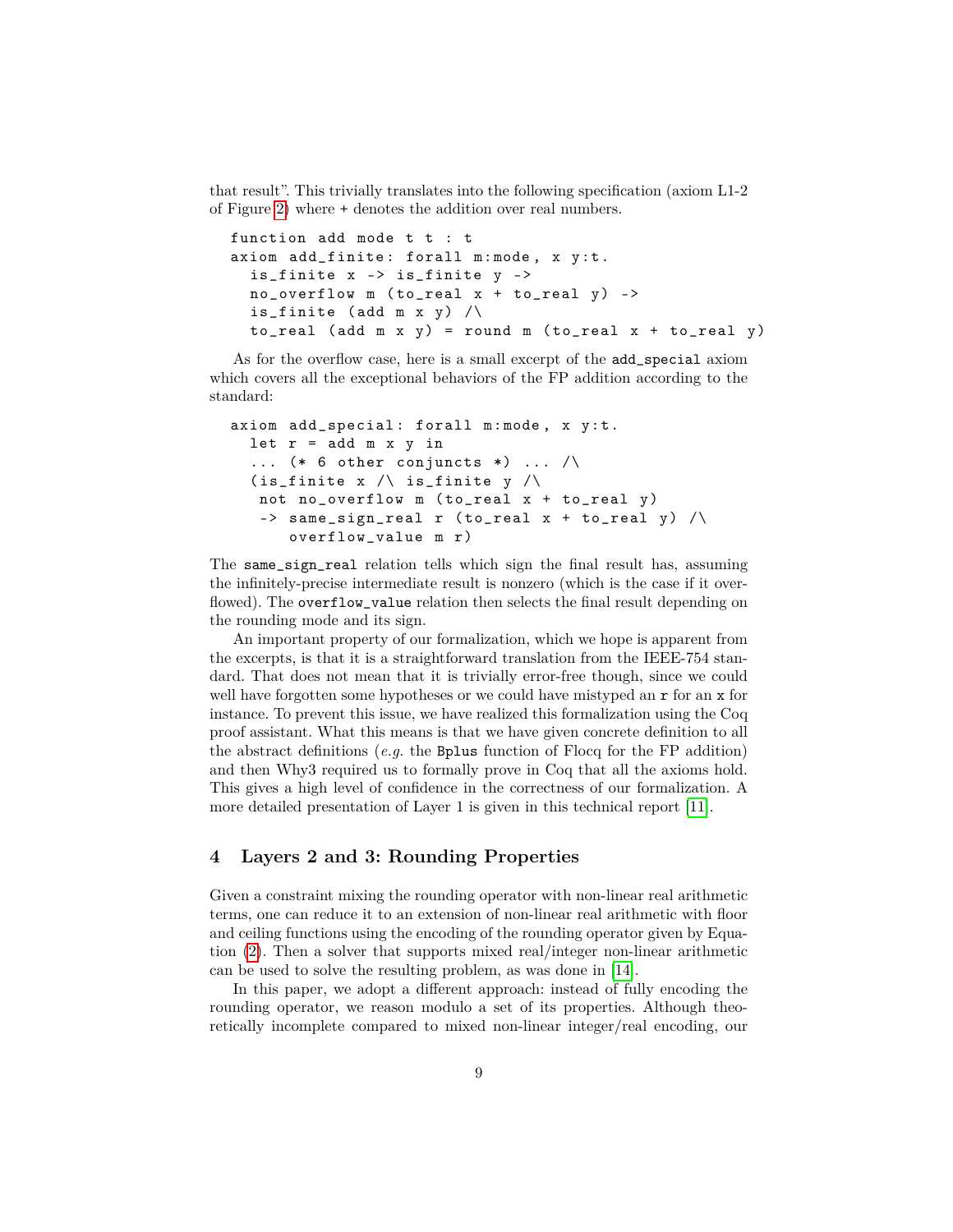that result". This trivially translates into the following specification (axiom L1-2 of Figure 2) where + denotes the addition over real numbers.

```
function add mode t t : t
axiom add_finite: forall m:mode, x y:t.
  is_finite x -> is_finite y ->
  no_overflow m (to_real x + to_real y) ->
  is_finite (add m x y) /\
  to_real (add m x y) = round m (to_real x + to_real y)
```

As for the overflow case, here is a small excerpt of the `add_special` axiom which covers all the exceptional behaviors of the FP addition according to the standard:

```
axiom add_special: forall m:mode, x y:t.
  let r = add m x y in
  ... (* 6 other conjuncts *) ... /\
  (is_finite x /\ is_finite y /\
   not no_overflow m (to_real x + to_real y)
   -> same_sign_real r (to_real x + to_real y) /\
      overflow_value m r)
```

The `same_sign_real` relation tells which sign the final result has, assuming the infinitely-precise intermediate result is nonzero (which is the case if it overflowed). The `overflow_value` relation then selects the final result depending on the rounding mode and its sign.

An important property of our formalization, which we hope is apparent from the excerpts, is that it is a straightforward translation from the IEEE-754 standard. That does not mean that it is trivially error-free though, since we could well have forgotten some hypotheses or we could have mistyped an `r` for an `x` for instance. To prevent this issue, we have realized this formalization using the Coq proof assistant. What this means is that we have given concrete definition to all the abstract definitions (*e.g.* the `Bplus` function of Flocq for the FP addition) and then Why3 required us to formally prove in Coq that all the axioms hold. This gives a high level of confidence in the correctness of our formalization. A more detailed presentation of Layer 1 is given in this technical report [11].

## 4 Layers 2 and 3: Rounding Properties

Given a constraint mixing the rounding operator with non-linear real arithmetic terms, one can reduce it to an extension of non-linear real arithmetic with floor and ceiling functions using the encoding of the rounding operator given by Equation (2). Then a solver that supports mixed real/integer non-linear arithmetic can be used to solve the resulting problem, as was done in [14].

In this paper, we adopt a different approach: instead of fully encoding the rounding operator, we reason modulo a set of its properties. Although theoretically incomplete compared to mixed non-linear integer/real encoding, our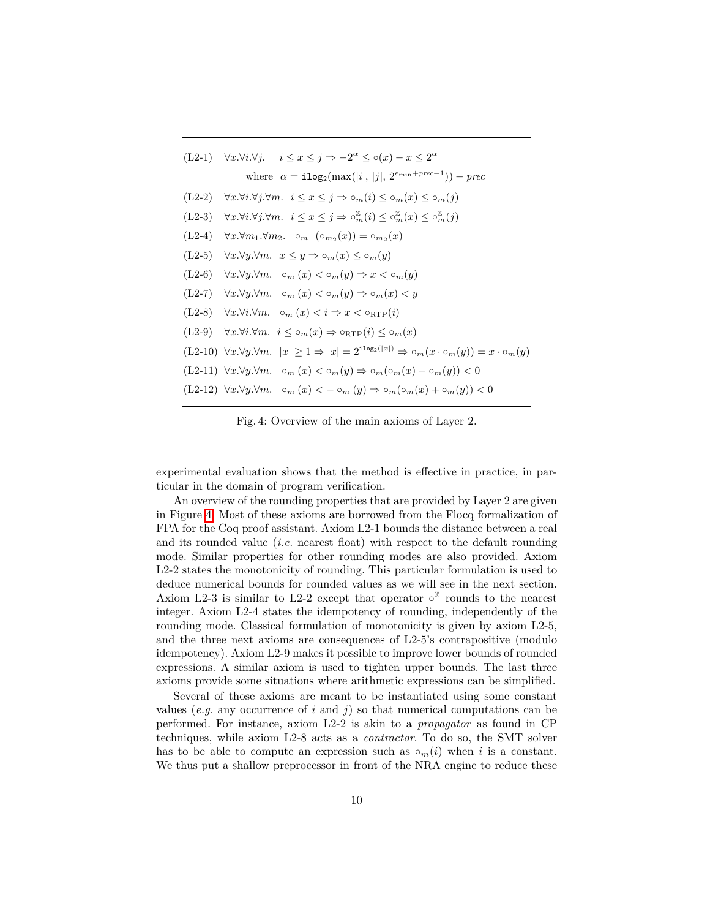(L2-1) $\forall x.\forall i.\forall j.\quad i \leq x \leq j \Rightarrow -2^{\alpha} \leq \circ(x) - x \leq 2^{\alpha}$

where $\alpha = \texttt{ilog}_2(\max(|i|, |j|, 2^{e_{\min}+prec-1})) - prec$

(L2-2) $\forall x.\forall i.\forall j.\forall m.\;\; i \leq x \leq j \Rightarrow \circ_m(i) \leq \circ_m(x) \leq \circ_m(j)$

(L2-3) $\forall x.\forall i.\forall j.\forall m.\;\; i \leq x \leq j \Rightarrow \circ_m^{\mathbb{Z}}(i) \leq \circ_m^{\mathbb{Z}}(x) \leq \circ_m^{\mathbb{Z}}(j)$

(L2-4) $\forall x.\forall m_1.\forall m_2.\;\; \circ_{m_1}(\circ_{m_2}(x)) = \circ_{m_2}(x)$

(L2-5) $\forall x.\forall y.\forall m.\;\; x \leq y \Rightarrow \circ_m(x) \leq \circ_m(y)$

(L2-6) $\forall x.\forall y.\forall m.\;\; \circ_m(x) < \circ_m(y) \Rightarrow x < \circ_m(y)$

(L2-7) $\forall x.\forall y.\forall m.\;\; \circ_m(x) < \circ_m(y) \Rightarrow \circ_m(x) < y$

(L2-8) $\forall x.\forall i.\forall m.\;\; \circ_m(x) < i \Rightarrow x < \circ_{\text{RTP}}(i)$

(L2-9) $\forall x.\forall i.\forall m.\;\; i \leq \circ_m(x) \Rightarrow \circ_{\text{RTP}}(i) \leq \circ_m(x)$

(L2-10) $\forall x.\forall y.\forall m.\;\; |x| \geq 1 \Rightarrow |x| = 2^{\texttt{ilog}_2(|x|)} \Rightarrow \circ_m(x \cdot \circ_m(y)) = x \cdot \circ_m(y)$

(L2-11) $\forall x.\forall y.\forall m.\;\; \circ_m(x) < \circ_m(y) \Rightarrow \circ_m(\circ_m(x) - \circ_m(y)) < 0$

(L2-12) $\forall x.\forall y.\forall m.\;\; \circ_m(x) < -\circ_m(y) \Rightarrow \circ_m(\circ_m(x) + \circ_m(y)) < 0$

Fig. 4: Overview of the main axioms of Layer 2.

experimental evaluation shows that the method is effective in practice, in particular in the domain of program verification.

An overview of the rounding properties that are provided by Layer 2 are given in Figure 4. Most of these axioms are borrowed from the Flocq formalization of FPA for the Coq proof assistant. Axiom L2-1 bounds the distance between a real and its rounded value (*i.e.* nearest float) with respect to the default rounding mode. Similar properties for other rounding modes are also provided. Axiom L2-2 states the monotonicity of rounding. This particular formulation is used to deduce numerical bounds for rounded values as we will see in the next section. Axiom L2-3 is similar to L2-2 except that operator $\circ^{\mathbb{Z}}$ rounds to the nearest integer. Axiom L2-4 states the idempotency of rounding, independently of the rounding mode. Classical formulation of monotonicity is given by axiom L2-5, and the three next axioms are consequences of L2-5's contrapositive (modulo idempotency). Axiom L2-9 makes it possible to improve lower bounds of rounded expressions. A similar axiom is used to tighten upper bounds. The last three axioms provide some situations where arithmetic expressions can be simplified.

Several of those axioms are meant to be instantiated using some constant values (*e.g.* any occurrence of $i$ and $j$) so that numerical computations can be performed. For instance, axiom L2-2 is akin to a *propagator* as found in CP techniques, while axiom L2-8 acts as a *contractor*. To do so, the SMT solver has to be able to compute an expression such as $\circ_m(i)$ when $i$ is a constant. We thus put a shallow preprocessor in front of the NRA engine to reduce these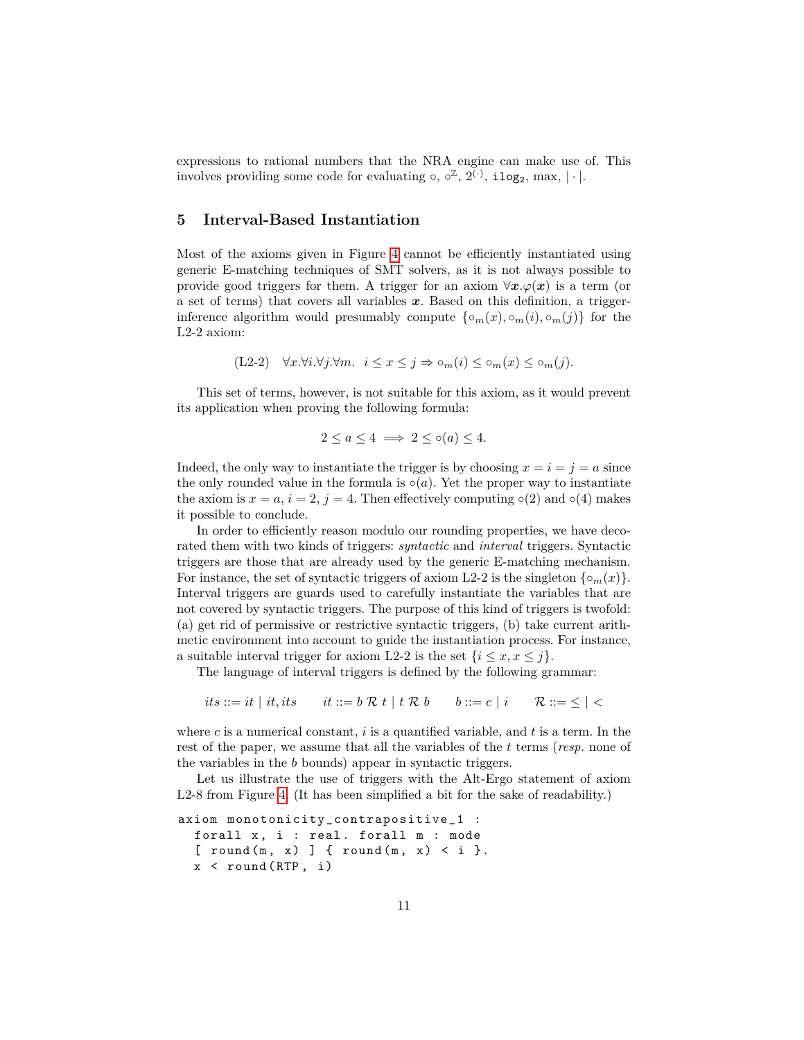expressions to rational numbers that the NRA engine can make use of. This involves providing some code for evaluating $\circ$, $\circ^{\mathbb{Z}}$, $2^{(\cdot)}$, $\texttt{ilog}_2$, max, $|\cdot|$.

## 5 Interval-Based Instantiation

Most of the axioms given in Figure 4 cannot be efficiently instantiated using generic E-matching techniques of SMT solvers, as it is not always possible to provide good triggers for them. A trigger for an axiom $\forall \boldsymbol{x}.\varphi(\boldsymbol{x})$ is a term (or a set of terms) that covers all variables $\boldsymbol{x}$. Based on this definition, a trigger-inference algorithm would presumably compute $\{\circ_m(x), \circ_m(i), \circ_m(j)\}$ for the L2-2 axiom:

$$\text{(L2-2)} \quad \forall x.\forall i.\forall j.\forall m.\ \ i \leq x \leq j \Rightarrow \circ_m(i) \leq \circ_m(x) \leq \circ_m(j).$$

This set of terms, however, is not suitable for this axiom, as it would prevent its application when proving the following formula:

$$2 \leq a \leq 4 \implies 2 \leq \circ(a) \leq 4.$$

Indeed, the only way to instantiate the trigger is by choosing $x = i = j = a$ since the only rounded value in the formula is $\circ(a)$. Yet the proper way to instantiate the axiom is $x = a$, $i = 2$, $j = 4$. Then effectively computing $\circ(2)$ and $\circ(4)$ makes it possible to conclude.

In order to efficiently reason modulo our rounding properties, we have decorated them with two kinds of triggers: *syntactic* and *interval* triggers. Syntactic triggers are those that are already used by the generic E-matching mechanism. For instance, the set of syntactic triggers of axiom L2-2 is the singleton $\{\circ_m(x)\}$. Interval triggers are guards used to carefully instantiate the variables that are not covered by syntactic triggers. The purpose of this kind of triggers is twofold: (a) get rid of permissive or restrictive syntactic triggers, (b) take current arithmetic environment into account to guide the instantiation process. For instance, a suitable interval trigger for axiom L2-2 is the set $\{i \leq x, x \leq j\}$.

The language of interval triggers is defined by the following grammar:

$$its ::= it \mid it, its \qquad it ::= b\ \mathcal{R}\ t \mid t\ \mathcal{R}\ b \qquad b ::= c \mid i \qquad \mathcal{R} ::= \leq \mid <$$

where $c$ is a numerical constant, $i$ is a quantified variable, and $t$ is a term. In the rest of the paper, we assume that all the variables of the $t$ terms (*resp.* none of the variables in the $b$ bounds) appear in syntactic triggers.

Let us illustrate the use of triggers with the Alt-Ergo statement of axiom L2-8 from Figure 4. (It has been simplified a bit for the sake of readability.)

```
axiom monotonicity_contrapositive_1 :
  forall x, i : real. forall m : mode
  [ round(m, x) ] { round(m, x) < i }.
  x < round(RTP, i)
```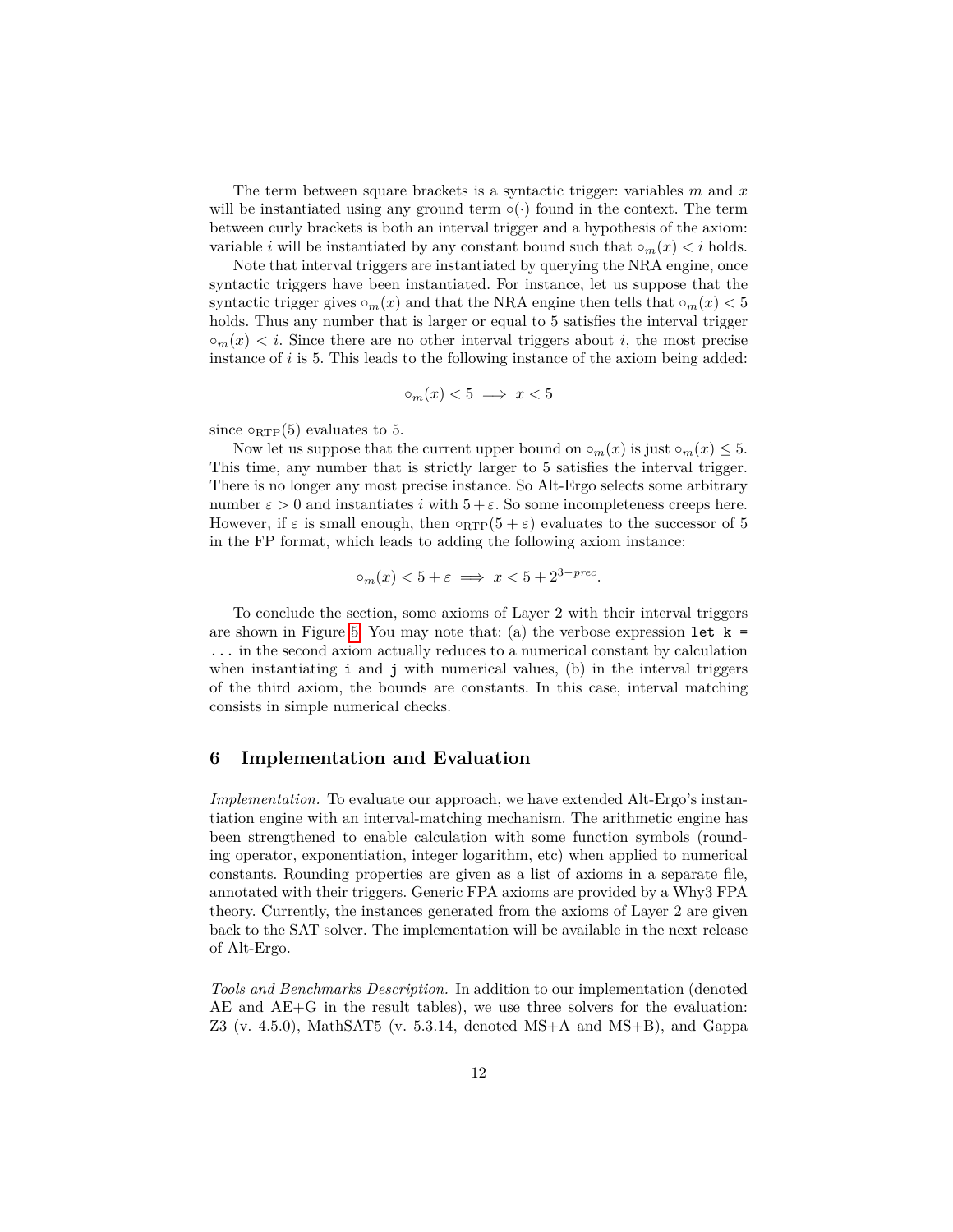The term between square brackets is a syntactic trigger: variables $m$ and $x$ will be instantiated using any ground term $\circ(\cdot)$ found in the context. The term between curly brackets is both an interval trigger and a hypothesis of the axiom: variable $i$ will be instantiated by any constant bound such that $\circ_m(x) < i$ holds.

Note that interval triggers are instantiated by querying the NRA engine, once syntactic triggers have been instantiated. For instance, let us suppose that the syntactic trigger gives $\circ_m(x)$ and that the NRA engine then tells that $\circ_m(x) < 5$ holds. Thus any number that is larger or equal to 5 satisfies the interval trigger $\circ_m(x) < i$. Since there are no other interval triggers about $i$, the most precise instance of $i$ is 5. This leads to the following instance of the axiom being added:

$$\circ_m(x) < 5 \implies x < 5$$

since $\circ_{\text{RTP}}(5)$ evaluates to 5.

Now let us suppose that the current upper bound on $\circ_m(x)$ is just $\circ_m(x) \leq 5$. This time, any number that is strictly larger to 5 satisfies the interval trigger. There is no longer any most precise instance. So Alt-Ergo selects some arbitrary number $\varepsilon > 0$ and instantiates $i$ with $5 + \varepsilon$. So some incompleteness creeps here. However, if $\varepsilon$ is small enough, then $\circ_{\text{RTP}}(5 + \varepsilon)$ evaluates to the successor of 5 in the FP format, which leads to adding the following axiom instance:

$$\circ_m(x) < 5 + \varepsilon \implies x < 5 + 2^{3-prec}.$$

To conclude the section, some axioms of Layer 2 with their interval triggers are shown in Figure 5. You may note that: (a) the verbose expression `let k = ...` in the second axiom actually reduces to a numerical constant by calculation when instantiating `i` and `j` with numerical values, (b) in the interval triggers of the third axiom, the bounds are constants. In this case, interval matching consists in simple numerical checks.

## 6 Implementation and Evaluation

*Implementation.* To evaluate our approach, we have extended Alt-Ergo's instantiation engine with an interval-matching mechanism. The arithmetic engine has been strengthened to enable calculation with some function symbols (rounding operator, exponentiation, integer logarithm, etc) when applied to numerical constants. Rounding properties are given as a list of axioms in a separate file, annotated with their triggers. Generic FPA axioms are provided by a Why3 FPA theory. Currently, the instances generated from the axioms of Layer 2 are given back to the SAT solver. The implementation will be available in the next release of Alt-Ergo.

*Tools and Benchmarks Description.* In addition to our implementation (denoted AE and AE+G in the result tables), we use three solvers for the evaluation: Z3 (v. 4.5.0), MathSAT5 (v. 5.3.14, denoted MS+A and MS+B), and Gappa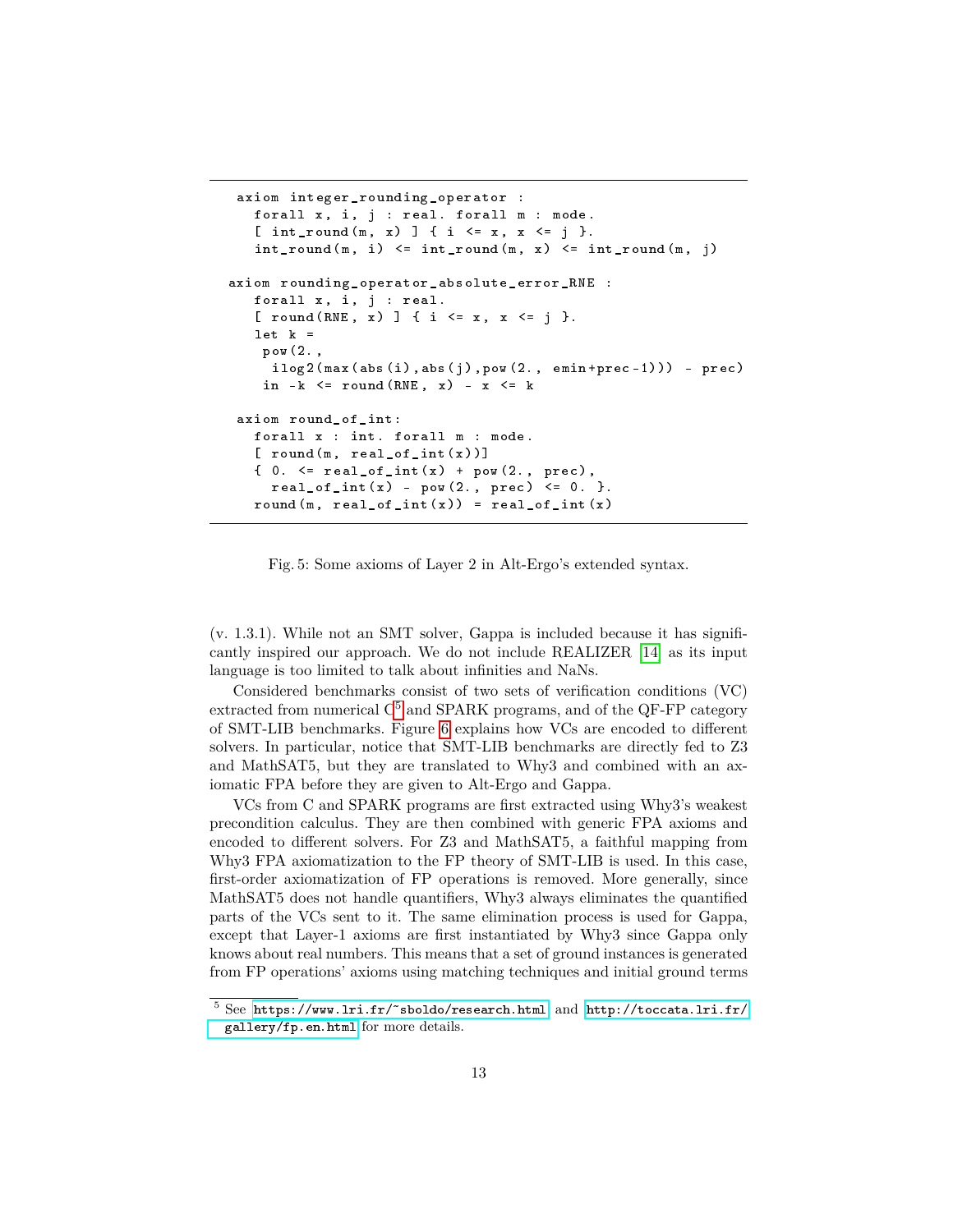```
axiom integer_rounding_operator :
  forall x, i, j : real. forall m : mode.
  [ int_round(m, x) ] { i <= x, x <= j }.
  int_round(m, i) <= int_round(m, x) <= int_round(m, j)

axiom rounding_operator_absolute_error_RNE :
  forall x, i, j : real.
  [ round(RNE, x) ] { i <= x, x <= j }.
  let k =
   pow(2.,
    ilog2(max(abs(i),abs(j),pow(2., emin+prec-1))) - prec)
   in -k <= round(RNE, x) - x <= k

axiom round_of_int:
  forall x : int. forall m : mode.
  [ round(m, real_of_int(x))]
  { 0. <= real_of_int(x) + pow(2., prec),
    real_of_int(x) - pow(2., prec) <= 0. }.
  round(m, real_of_int(x)) = real_of_int(x)
```

Fig. 5: Some axioms of Layer 2 in Alt-Ergo's extended syntax.

(v. 1.3.1). While not an SMT solver, Gappa is included because it has significantly inspired our approach. We do not include REALIZER [14] as its input language is too limited to talk about infinities and NaNs.

Considered benchmarks consist of two sets of verification conditions (VC) extracted from numerical C[5] and SPARK programs, and of the QF-FP category of SMT-LIB benchmarks. Figure 6 explains how VCs are encoded to different solvers. In particular, notice that SMT-LIB benchmarks are directly fed to Z3 and MathSAT5, but they are translated to Why3 and combined with an axiomatic FPA before they are given to Alt-Ergo and Gappa.

VCs from C and SPARK programs are first extracted using Why3's weakest precondition calculus. They are then combined with generic FPA axioms and encoded to different solvers. For Z3 and MathSAT5, a faithful mapping from Why3 FPA axiomatization to the FP theory of SMT-LIB is used. In this case, first-order axiomatization of FP operations is removed. More generally, since MathSAT5 does not handle quantifiers, Why3 always eliminates the quantified parts of the VCs sent to it. The same elimination process is used for Gappa, except that Layer-1 axioms are first instantiated by Why3 since Gappa only knows about real numbers. This means that a set of ground instances is generated from FP operations' axioms using matching techniques and initial ground terms

[5] See https://www.lri.fr/~sboldo/research.html and http://toccata.lri.fr/gallery/fp.en.html for more details.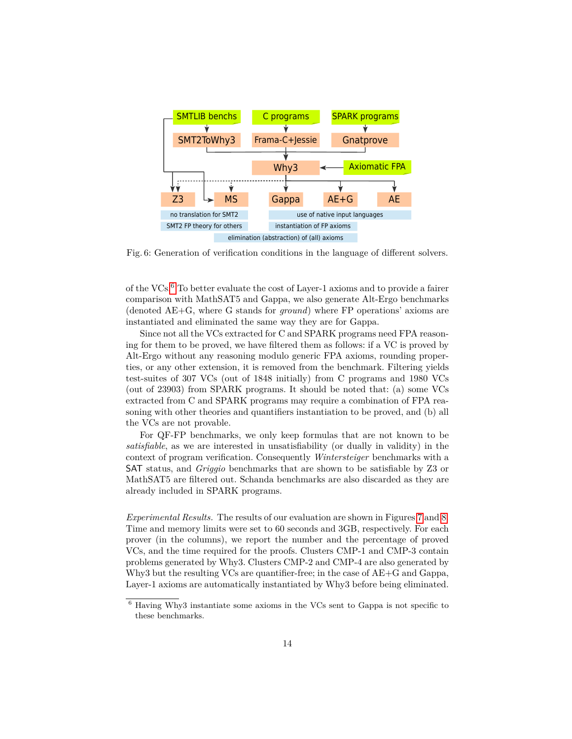SMTLIB benchs | C programs | SPARK programs

SMT2ToWhy3 | Frama-C+Jessie | Gnatprove

Why3 ← Axiomatic FPA

Z3 | MS | Gappa | AE+G | AE

no translation for SMT2 | use of native input languages

SMT2 FP theory for others | instantiation of FP axioms

elimination (abstraction) of (all) axioms

Fig. 6: Generation of verification conditions in the language of different solvers.

of the VCs.[6] To better evaluate the cost of Layer-1 axioms and to provide a fairer comparison with MathSAT5 and Gappa, we also generate Alt-Ergo benchmarks (denoted AE+G, where G stands for *ground*) where FP operations' axioms are instantiated and eliminated the same way they are for Gappa.

Since not all the VCs extracted for C and SPARK programs need FPA reasoning for them to be proved, we have filtered them as follows: if a VC is proved by Alt-Ergo without any reasoning modulo generic FPA axioms, rounding properties, or any other extension, it is removed from the benchmark. Filtering yields test-suites of 307 VCs (out of 1848 initially) from C programs and 1980 VCs (out of 23903) from SPARK programs. It should be noted that: (a) some VCs extracted from C and SPARK programs may require a combination of FPA reasoning with other theories and quantifiers instantiation to be proved, and (b) all the VCs are not provable.

For QF-FP benchmarks, we only keep formulas that are not known to be *satisfiable*, as we are interested in unsatisfiability (or dually in validity) in the context of program verification. Consequently *Wintersteiger* benchmarks with a SAT status, and *Griggio* benchmarks that are shown to be satisfiable by Z3 or MathSAT5 are filtered out. Schanda benchmarks are also discarded as they are already included in SPARK programs.

*Experimental Results.* The results of our evaluation are shown in Figures 7 and 8. Time and memory limits were set to 60 seconds and 3GB, respectively. For each prover (in the columns), we report the number and the percentage of proved VCs, and the time required for the proofs. Clusters CMP-1 and CMP-3 contain problems generated by Why3. Clusters CMP-2 and CMP-4 are also generated by Why3 but the resulting VCs are quantifier-free; in the case of AE+G and Gappa, Layer-1 axioms are automatically instantiated by Why3 before being eliminated.

[6] Having Why3 instantiate some axioms in the VCs sent to Gappa is not specific to these benchmarks.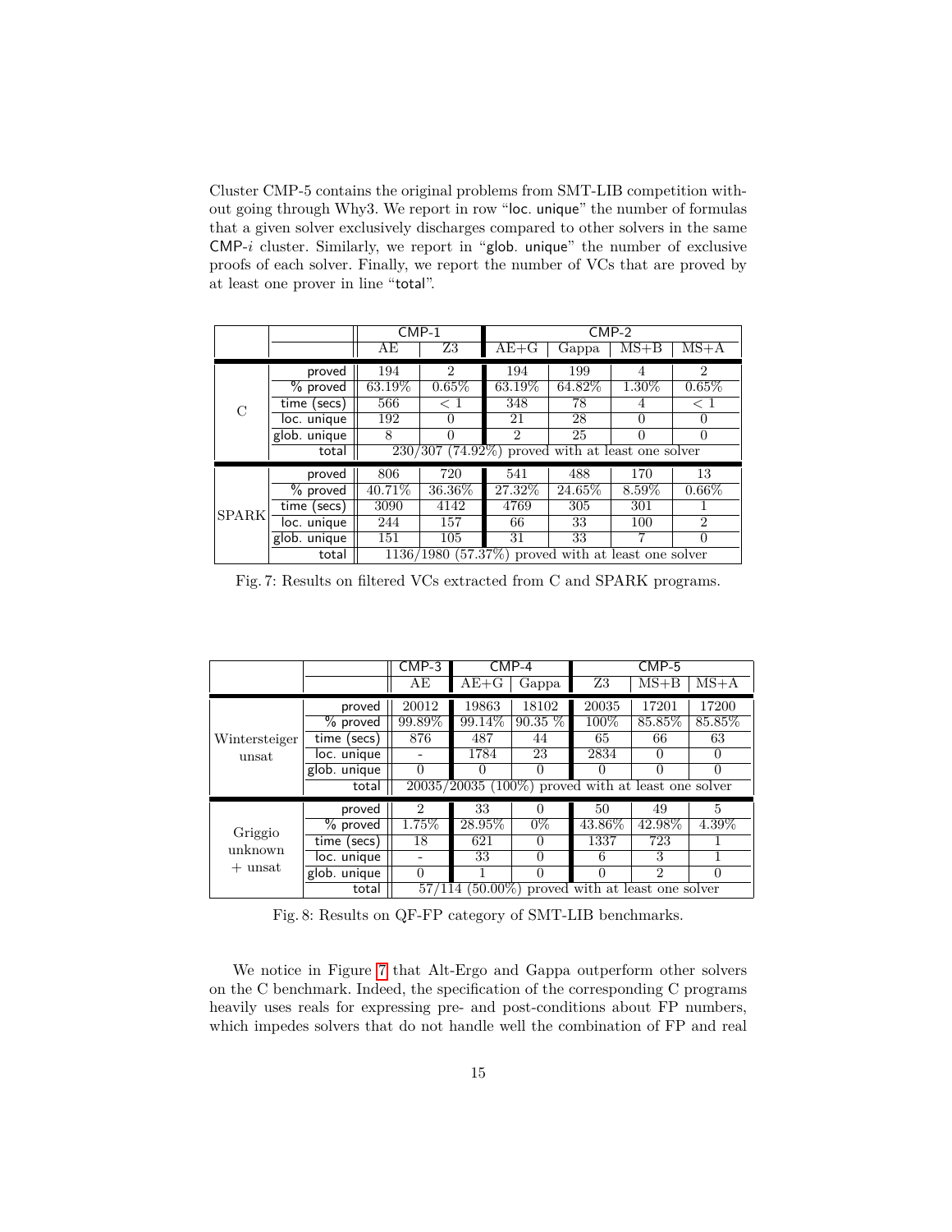Cluster CMP-5 contains the original problems from SMT-LIB competition without going through Why3. We report in row "loc. unique" the number of formulas that a given solver exclusively discharges compared to other solvers in the same CMP-$i$ cluster. Similarly, we report in "glob. unique" the number of exclusive proofs of each solver. Finally, we report the number of VCs that are proved by at least one prover in line "total".

| | | CMP-1 | | CMP-2 | | | |
|---|---|---|---|---|---|---|---|
| | | AE | Z3 | AE+G | Gappa | MS+B | MS+A |
| C | proved | 194 | 2 | 194 | 199 | 4 | 2 |
| | % proved | 63.19% | 0.65% | 63.19% | 64.82% | 1.30% | 0.65% |
| | time (secs) | 566 | < 1 | 348 | 78 | 4 | < 1 |
| | loc. unique | 192 | 0 | 21 | 28 | 0 | 0 |
| | glob. unique | 8 | 0 | 2 | 25 | 0 | 0 |
| | total | 230/307 (74.92%) proved with at least one solver | | | | | |
| SPARK | proved | 806 | 720 | 541 | 488 | 170 | 13 |
| | % proved | 40.71% | 36.36% | 27.32% | 24.65% | 8.59% | 0.66% |
| | time (secs) | 3090 | 4142 | 4769 | 305 | 301 | 1 |
| | loc. unique | 244 | 157 | 66 | 33 | 100 | 2 |
| | glob. unique | 151 | 105 | 31 | 33 | 7 | 0 |
| | total | 1136/1980 (57.37%) proved with at least one solver | | | | | |

Fig. 7: Results on filtered VCs extracted from C and SPARK programs.

| | | CMP-3 | CMP-4 | | CMP-5 | | |
|---|---|---|---|---|---|---|---|
| | | AE | AE+G | Gappa | Z3 | MS+B | MS+A |
| Wintersteiger unsat | proved | 20012 | 19863 | 18102 | 20035 | 17201 | 17200 |
| | % proved | 99.89% | 99.14% | 90.35 % | 100% | 85.85% | 85.85% |
| | time (secs) | 876 | 487 | 44 | 65 | 66 | 63 |
| | loc. unique | - | 1784 | 23 | 2834 | 0 | 0 |
| | glob. unique | 0 | 0 | 0 | 0 | 0 | 0 |
| | total | 20035/20035 (100%) proved with at least one solver | | | | | |
| Griggio unknown + unsat | proved | 2 | 33 | 0 | 50 | 49 | 5 |
| | % proved | 1.75% | 28.95% | 0% | 43.86% | 42.98% | 4.39% |
| | time (secs) | 18 | 621 | 0 | 1337 | 723 | 1 |
| | loc. unique | - | 33 | 0 | 6 | 3 | 1 |
| | glob. unique | 0 | 1 | 0 | 0 | 2 | 0 |
| | total | 57/114 (50.00%) proved with at least one solver | | | | | |

Fig. 8: Results on QF-FP category of SMT-LIB benchmarks.

We notice in Figure 7 that Alt-Ergo and Gappa outperform other solvers on the C benchmark. Indeed, the specification of the corresponding C programs heavily uses reals for expressing pre- and post-conditions about FP numbers, which impedes solvers that do not handle well the combination of FP and real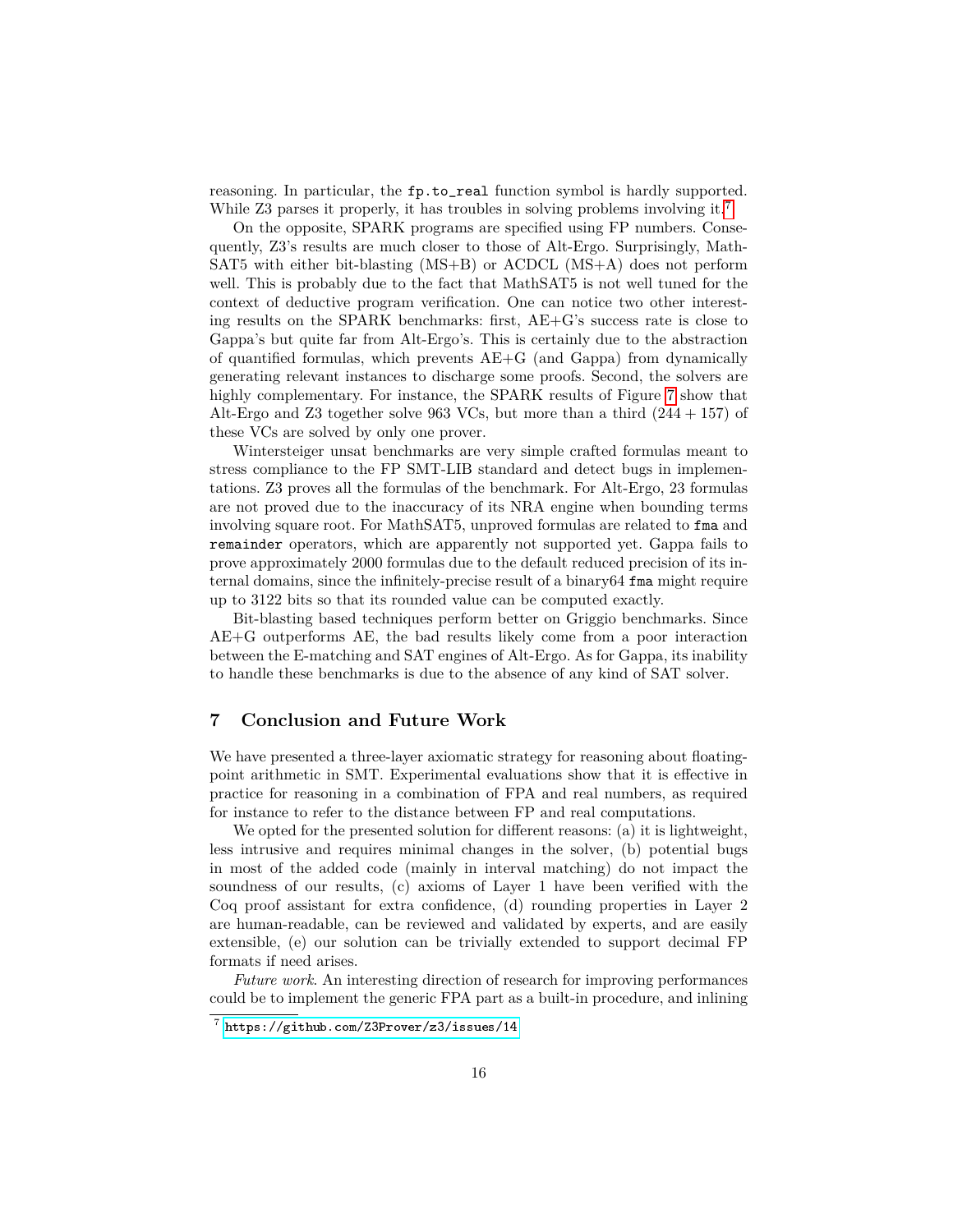reasoning. In particular, the `fp.to_real` function symbol is hardly supported. While Z3 parses it properly, it has troubles in solving problems involving it.[7]

On the opposite, SPARK programs are specified using FP numbers. Consequently, Z3's results are much closer to those of Alt-Ergo. Surprisingly, MathSAT5 with either bit-blasting (MS+B) or ACDCL (MS+A) does not perform well. This is probably due to the fact that MathSAT5 is not well tuned for the context of deductive program verification. One can notice two other interesting results on the SPARK benchmarks: first, AE+G's success rate is close to Gappa's but quite far from Alt-Ergo's. This is certainly due to the abstraction of quantified formulas, which prevents AE+G (and Gappa) from dynamically generating relevant instances to discharge some proofs. Second, the solvers are highly complementary. For instance, the SPARK results of Figure 7 show that Alt-Ergo and Z3 together solve 963 VCs, but more than a third $(244 + 157)$ of these VCs are solved by only one prover.

Wintersteiger unsat benchmarks are very simple crafted formulas meant to stress compliance to the FP SMT-LIB standard and detect bugs in implementations. Z3 proves all the formulas of the benchmark. For Alt-Ergo, 23 formulas are not proved due to the inaccuracy of its NRA engine when bounding terms involving square root. For MathSAT5, unproved formulas are related to `fma` and `remainder` operators, which are apparently not supported yet. Gappa fails to prove approximately 2000 formulas due to the default reduced precision of its internal domains, since the infinitely-precise result of a binary64 `fma` might require up to 3122 bits so that its rounded value can be computed exactly.

Bit-blasting based techniques perform better on Griggio benchmarks. Since AE+G outperforms AE, the bad results likely come from a poor interaction between the E-matching and SAT engines of Alt-Ergo. As for Gappa, its inability to handle these benchmarks is due to the absence of any kind of SAT solver.

## 7 Conclusion and Future Work

We have presented a three-layer axiomatic strategy for reasoning about floating-point arithmetic in SMT. Experimental evaluations show that it is effective in practice for reasoning in a combination of FPA and real numbers, as required for instance to refer to the distance between FP and real computations.

We opted for the presented solution for different reasons: (a) it is lightweight, less intrusive and requires minimal changes in the solver, (b) potential bugs in most of the added code (mainly in interval matching) do not impact the soundness of our results, (c) axioms of Layer 1 have been verified with the Coq proof assistant for extra confidence, (d) rounding properties in Layer 2 are human-readable, can be reviewed and validated by experts, and are easily extensible, (e) our solution can be trivially extended to support decimal FP formats if need arises.

*Future work*. An interesting direction of research for improving performances could be to implement the generic FPA part as a built-in procedure, and inlining

[7] https://github.com/Z3Prover/z3/issues/14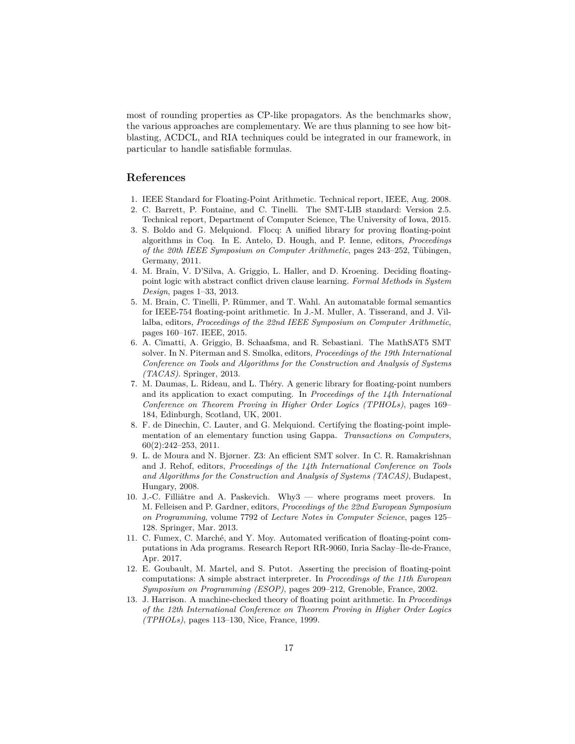most of rounding properties as CP-like propagators. As the benchmarks show, the various approaches are complementary. We are thus planning to see how bit-blasting, ACDCL, and RIA techniques could be integrated in our framework, in particular to handle satisfiable formulas.

## References

1. IEEE Standard for Floating-Point Arithmetic. Technical report, IEEE, Aug. 2008.
2. C. Barrett, P. Fontaine, and C. Tinelli. The SMT-LIB standard: Version 2.5. Technical report, Department of Computer Science, The University of Iowa, 2015.
3. S. Boldo and G. Melquiond. Flocq: A unified library for proving floating-point algorithms in Coq. In E. Antelo, D. Hough, and P. Ienne, editors, *Proceedings of the 20th IEEE Symposium on Computer Arithmetic*, pages 243–252, Tübingen, Germany, 2011.
4. M. Brain, V. D'Silva, A. Griggio, L. Haller, and D. Kroening. Deciding floating-point logic with abstract conflict driven clause learning. *Formal Methods in System Design*, pages 1–33, 2013.
5. M. Brain, C. Tinelli, P. Rümmer, and T. Wahl. An automatable formal semantics for IEEE-754 floating-point arithmetic. In J.-M. Muller, A. Tisserand, and J. Villalba, editors, *Proceedings of the 22nd IEEE Symposium on Computer Arithmetic*, pages 160–167. IEEE, 2015.
6. A. Cimatti, A. Griggio, B. Schaafsma, and R. Sebastiani. The MathSAT5 SMT solver. In N. Piterman and S. Smolka, editors, *Proceedings of the 19th International Conference on Tools and Algorithms for the Construction and Analysis of Systems (TACAS)*. Springer, 2013.
7. M. Daumas, L. Rideau, and L. Théry. A generic library for floating-point numbers and its application to exact computing. In *Proceedings of the 14th International Conference on Theorem Proving in Higher Order Logics (TPHOLs)*, pages 169–184, Edinburgh, Scotland, UK, 2001.
8. F. de Dinechin, C. Lauter, and G. Melquiond. Certifying the floating-point implementation of an elementary function using Gappa. *Transactions on Computers*, 60(2):242–253, 2011.
9. L. de Moura and N. Bjørner. Z3: An efficient SMT solver. In C. R. Ramakrishnan and J. Rehof, editors, *Proceedings of the 14th International Conference on Tools and Algorithms for the Construction and Analysis of Systems (TACAS)*, Budapest, Hungary, 2008.
10. J.-C. Filliâtre and A. Paskevich. Why3 — where programs meet provers. In M. Felleisen and P. Gardner, editors, *Proceedings of the 22nd European Symposium on Programming*, volume 7792 of *Lecture Notes in Computer Science*, pages 125–128. Springer, Mar. 2013.
11. C. Fumex, C. Marché, and Y. Moy. Automated verification of floating-point computations in Ada programs. Research Report RR-9060, Inria Saclay–Île-de-France, Apr. 2017.
12. E. Goubault, M. Martel, and S. Putot. Asserting the precision of floating-point computations: A simple abstract interpreter. In *Proceedings of the 11th European Symposium on Programming (ESOP)*, pages 209–212, Grenoble, France, 2002.
13. J. Harrison. A machine-checked theory of floating point arithmetic. In *Proceedings of the 12th International Conference on Theorem Proving in Higher Order Logics (TPHOLs)*, pages 113–130, Nice, France, 1999.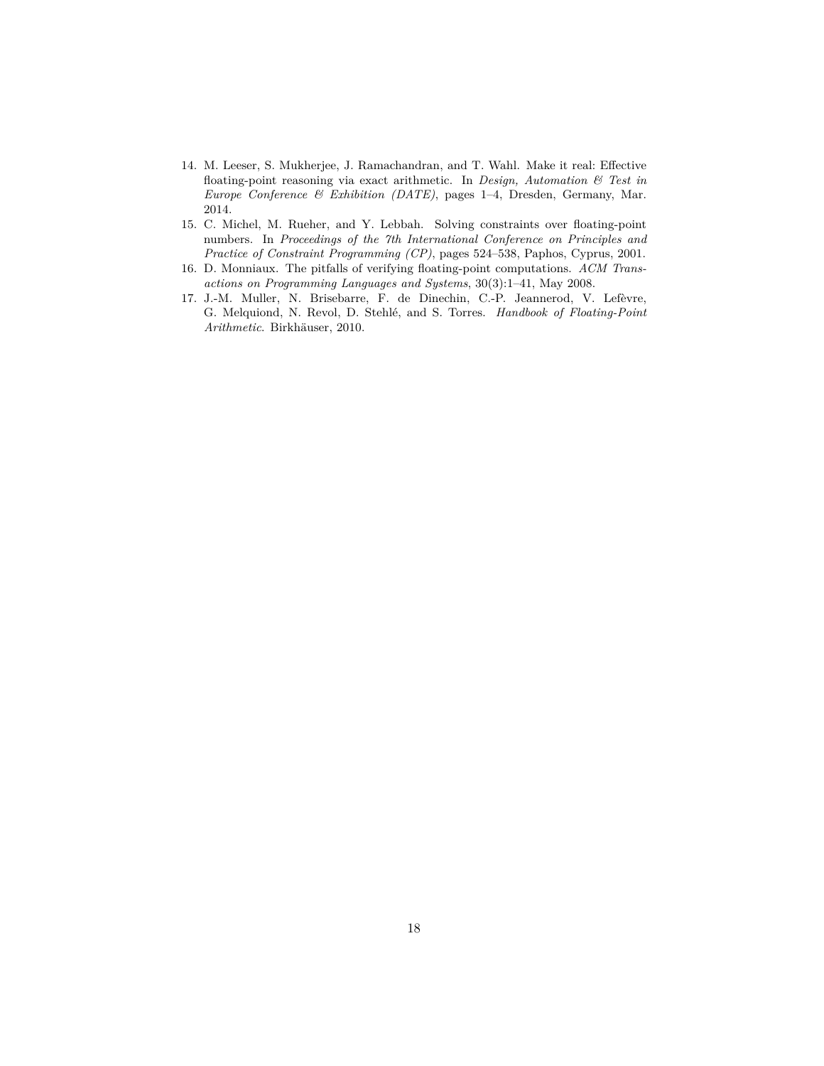14. M. Leeser, S. Mukherjee, J. Ramachandran, and T. Wahl. Make it real: Effective floating-point reasoning via exact arithmetic. In *Design, Automation & Test in Europe Conference & Exhibition (DATE)*, pages 1–4, Dresden, Germany, Mar. 2014.
15. C. Michel, M. Rueher, and Y. Lebbah. Solving constraints over floating-point numbers. In *Proceedings of the 7th International Conference on Principles and Practice of Constraint Programming (CP)*, pages 524–538, Paphos, Cyprus, 2001.
16. D. Monniaux. The pitfalls of verifying floating-point computations. *ACM Transactions on Programming Languages and Systems*, 30(3):1–41, May 2008.
17. J.-M. Muller, N. Brisebarre, F. de Dinechin, C.-P. Jeannerod, V. Lefèvre, G. Melquiond, N. Revol, D. Stehlé, and S. Torres. *Handbook of Floating-Point Arithmetic*. Birkhäuser, 2010.